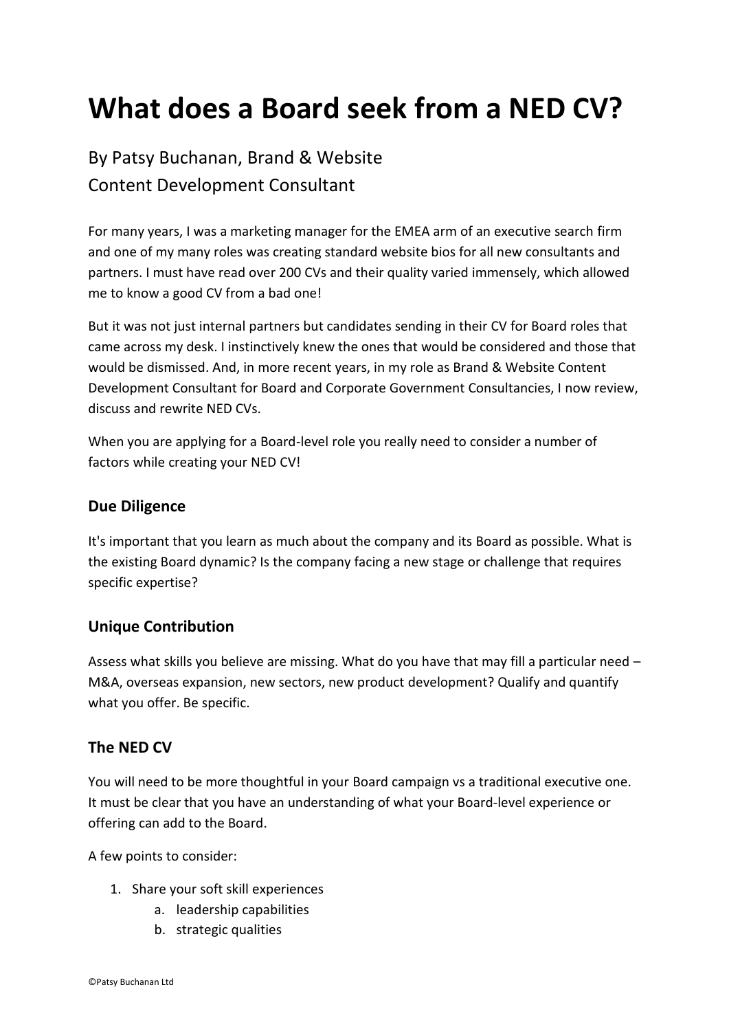# What does a Board seek from a NED CV?

By Patsy Buchanan, Brand & Website
Content Development Consultant

For many years, I was a marketing manager for the EMEA arm of an executive search firm and one of my many roles was creating standard website bios for all new consultants and partners. I must have read over 200 CVs and their quality varied immensely, which allowed me to know a good CV from a bad one!

But it was not just internal partners but candidates sending in their CV for Board roles that came across my desk. I instinctively knew the ones that would be considered and those that would be dismissed. And, in more recent years, in my role as Brand & Website Content Development Consultant for Board and Corporate Government Consultancies, I now review, discuss and rewrite NED CVs.

When you are applying for a Board-level role you really need to consider a number of factors while creating your NED CV!

### Due Diligence

It's important that you learn as much about the company and its Board as possible. What is the existing Board dynamic? Is the company facing a new stage or challenge that requires specific expertise?

### Unique Contribution

Assess what skills you believe are missing. What do you have that may fill a particular need – M&A, overseas expansion, new sectors, new product development? Qualify and quantify what you offer. Be specific.

### The NED CV

You will need to be more thoughtful in your Board campaign vs a traditional executive one. It must be clear that you have an understanding of what your Board-level experience or offering can add to the Board.

A few points to consider:

1. Share your soft skill experiences
    a. leadership capabilities
    b. strategic qualities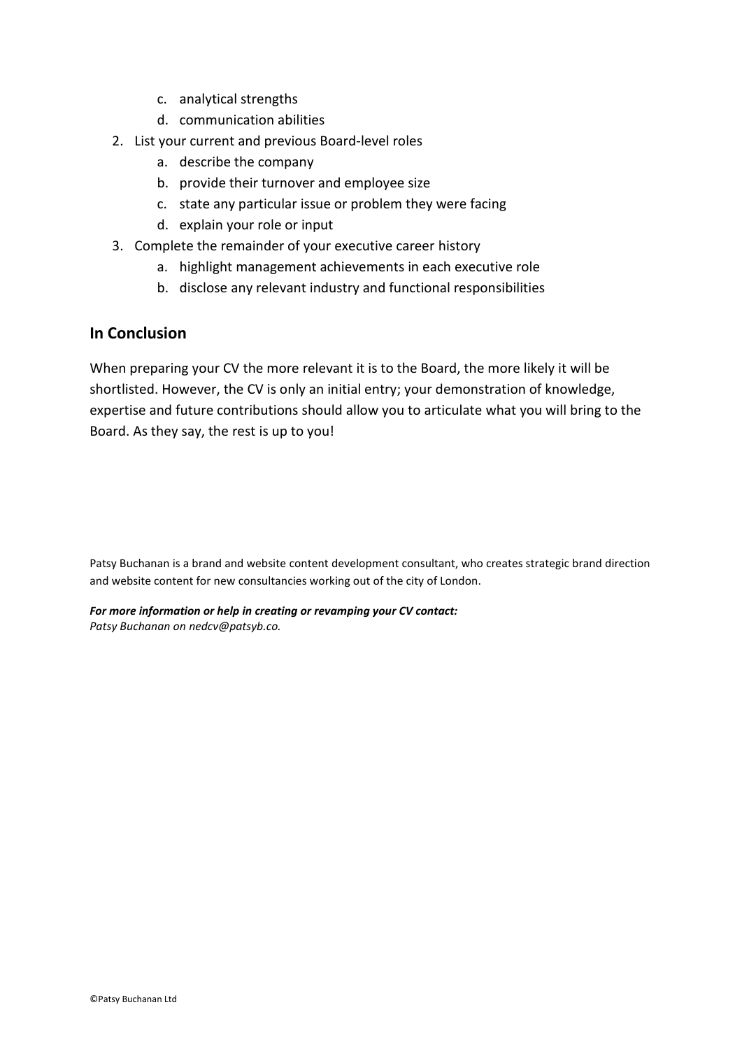c. analytical strengths
   d. communication abilities
2. List your current and previous Board-level roles
   a. describe the company
   b. provide their turnover and employee size
   c. state any particular issue or problem they were facing
   d. explain your role or input
3. Complete the remainder of your executive career history
   a. highlight management achievements in each executive role
   b. disclose any relevant industry and functional responsibilities

## In Conclusion

When preparing your CV the more relevant it is to the Board, the more likely it will be shortlisted. However, the CV is only an initial entry; your demonstration of knowledge, expertise and future contributions should allow you to articulate what you will bring to the Board. As they say, the rest is up to you!

Patsy Buchanan is a brand and website content development consultant, who creates strategic brand direction and website content for new consultancies working out of the city of London.

***For more information or help in creating or revamping your CV contact:***
*Patsy Buchanan on nedcv@patsyb.co.*

©Patsy Buchanan Ltd